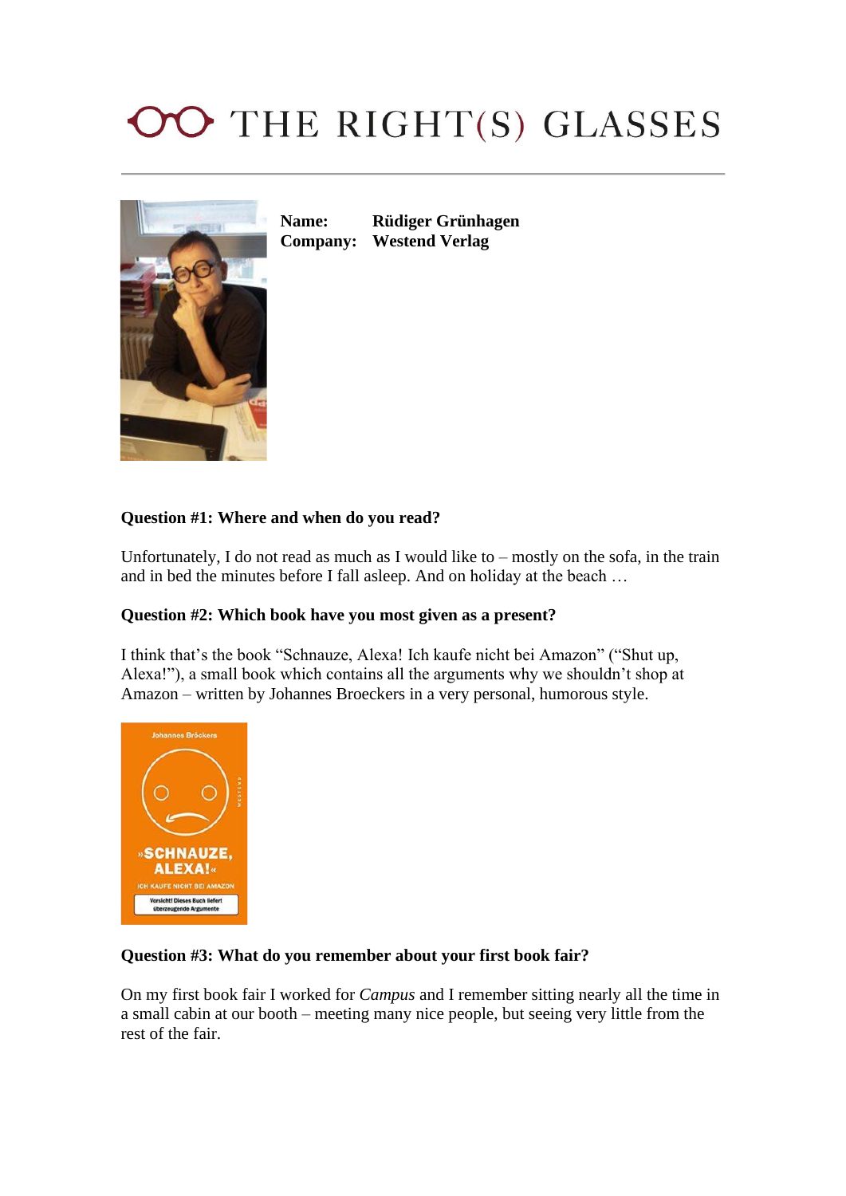# THE RIGHT(S) GLASSES

**Name:** Rüdiger Grünhagen
**Company:** Westend Verlag

**Question #1: Where and when do you read?**

Unfortunately, I do not read as much as I would like to – mostly on the sofa, in the train and in bed the minutes before I fall asleep. And on holiday at the beach …

**Question #2: Which book have you most given as a present?**

I think that's the book "Schnauze, Alexa! Ich kaufe nicht bei Amazon" ("Shut up, Alexa!"), a small book which contains all the arguments why we shouldn't shop at Amazon – written by Johannes Broeckers in a very personal, humorous style.

**Question #3: What do you remember about your first book fair?**

On my first book fair I worked for *Campus* and I remember sitting nearly all the time in a small cabin at our booth – meeting many nice people, but seeing very little from the rest of the fair.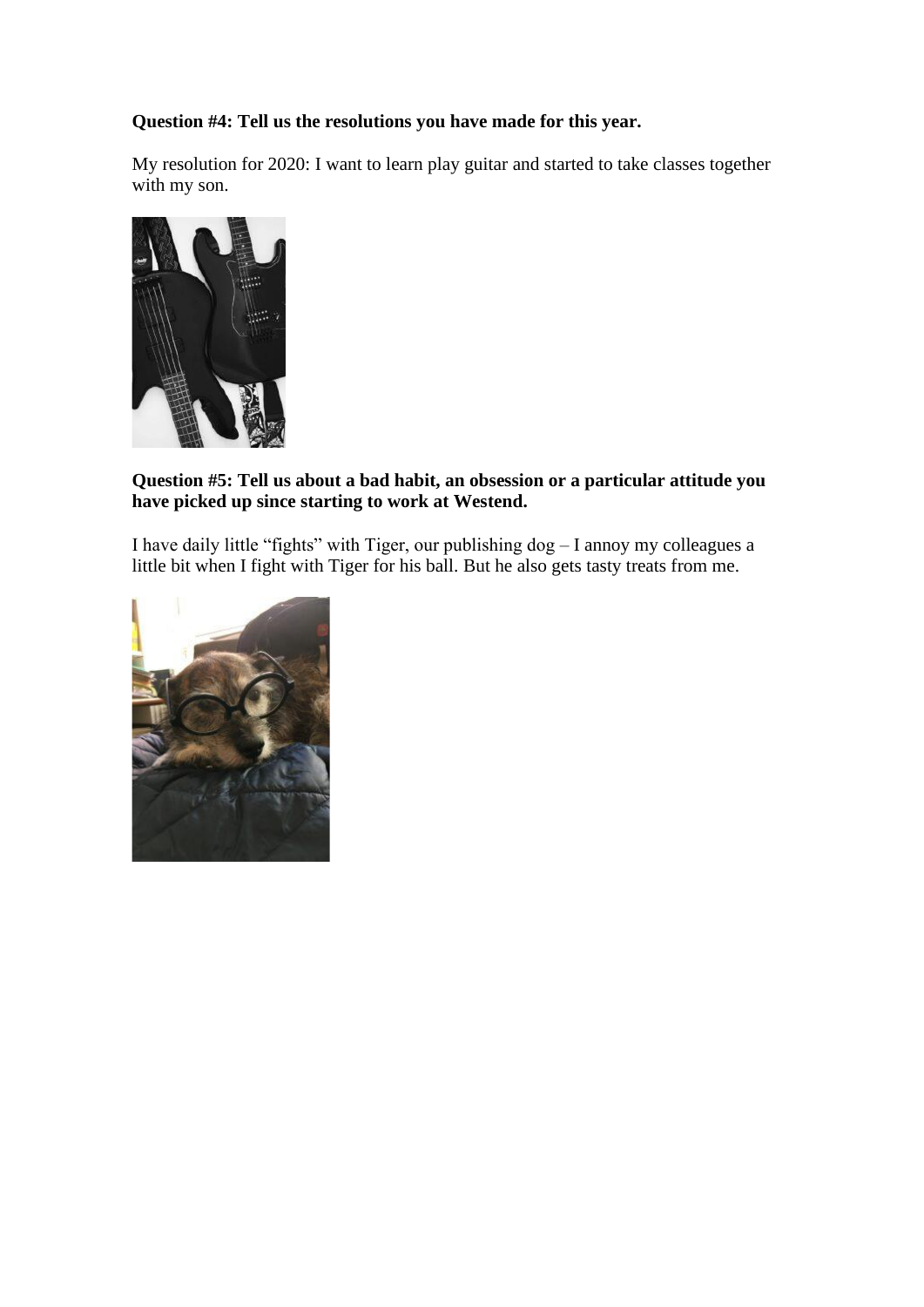**Question #4: Tell us the resolutions you have made for this year.**

My resolution for 2020: I want to learn play guitar and started to take classes together with my son.

**Question #5: Tell us about a bad habit, an obsession or a particular attitude you have picked up since starting to work at Westend.**

I have daily little "fights" with Tiger, our publishing dog – I annoy my colleagues a little bit when I fight with Tiger for his ball. But he also gets tasty treats from me.